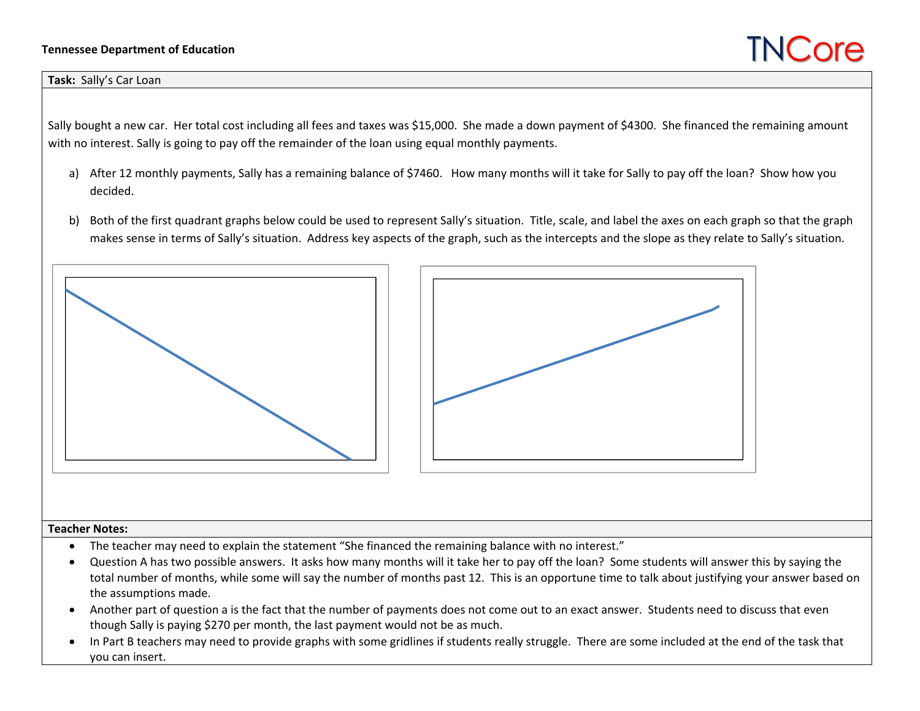**Tennessee Department of Education**

**Task:** Sally's Car Loan

Sally bought a new car. Her total cost including all fees and taxes was $15,000. She made a down payment of $4300. She financed the remaining amount with no interest. Sally is going to pay off the remainder of the loan using equal monthly payments.

a) After 12 monthly payments, Sally has a remaining balance of $7460. How many months will it take for Sally to pay off the loan? Show how you decided.

b) Both of the first quadrant graphs below could be used to represent Sally's situation. Title, scale, and label the axes on each graph so that the graph makes sense in terms of Sally's situation. Address key aspects of the graph, such as the intercepts and the slope as they relate to Sally's situation.

**Teacher Notes:**

- The teacher may need to explain the statement "She financed the remaining balance with no interest."
- Question A has two possible answers. It asks how many months will it take her to pay off the loan? Some students will answer this by saying the total number of months, while some will say the number of months past 12. This is an opportune time to talk about justifying your answer based on the assumptions made.
- Another part of question a is the fact that the number of payments does not come out to an exact answer. Students need to discuss that even though Sally is paying $270 per month, the last payment would not be as much.
- In Part B teachers may need to provide graphs with some gridlines if students really struggle. There are some included at the end of the task that you can insert.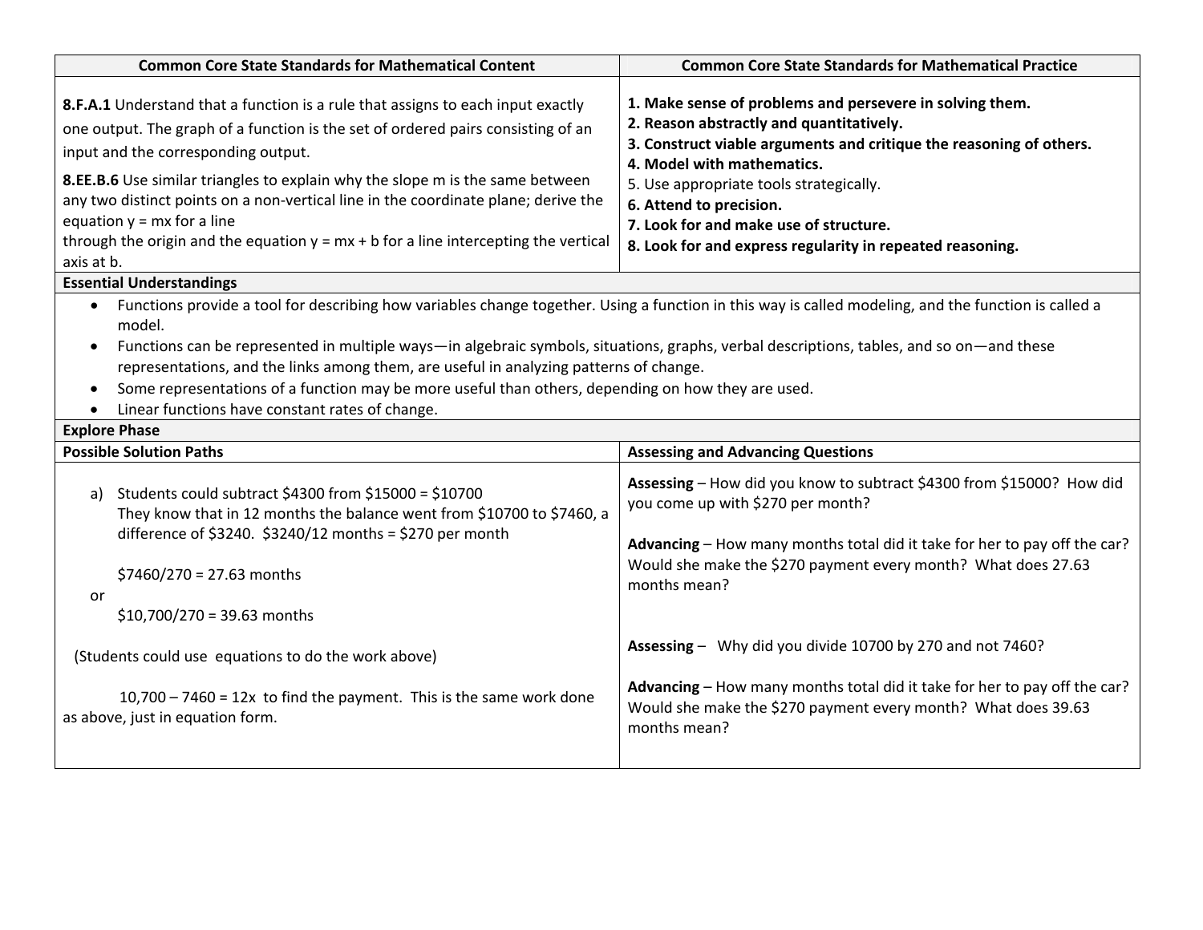| Common Core State Standards for Mathematical Content | Common Core State Standards for Mathematical Practice |
|---|---|
| **8.F.A.1** Understand that a function is a rule that assigns to each input exactly one output. The graph of a function is the set of ordered pairs consisting of an input and the corresponding output.<br><br>**8.EE.B.6** Use similar triangles to explain why the slope m is the same between any two distinct points on a non-vertical line in the coordinate plane; derive the equation $y = mx$ for a line through the origin and the equation $y = mx + b$ for a line intercepting the vertical axis at b. | **1. Make sense of problems and persevere in solving them.**<br>**2. Reason abstractly and quantitatively.**<br>**3. Construct viable arguments and critique the reasoning of others.**<br>**4. Model with mathematics.**<br>5. Use appropriate tools strategically.<br>**6. Attend to precision.**<br>**7. Look for and make use of structure.**<br>**8. Look for and express regularity in repeated reasoning.** |

**Essential Understandings**

- Functions provide a tool for describing how variables change together. Using a function in this way is called modeling, and the function is called a model.
- Functions can be represented in multiple ways—in algebraic symbols, situations, graphs, verbal descriptions, tables, and so on—and these representations, and the links among them, are useful in analyzing patterns of change.
- Some representations of a function may be more useful than others, depending on how they are used.
- Linear functions have constant rates of change.

**Explore Phase**

| Possible Solution Paths | Assessing and Advancing Questions |
|---|---|
| a) Students could subtract \$4300 from \$15000 = \$10700<br>They know that in 12 months the balance went from \$10700 to \$7460, a difference of \$3240. \$3240/12 months = \$270 per month<br><br>\$7460/270 = 27.63 months<br>or<br>\$10,700/270 = 39.63 months | **Assessing** – How did you know to subtract \$4300 from \$15000? How did you come up with \$270 per month?<br><br>**Advancing** – How many months total did it take for her to pay off the car? Would she make the \$270 payment every month? What does 27.63 months mean? |
| (Students could use equations to do the work above)<br><br>$10,700 – 7460 = 12x$ to find the payment. This is the same work done as above, just in equation form. | **Assessing** – Why did you divide 10700 by 270 and not 7460?<br><br>**Advancing** – How many months total did it take for her to pay off the car? Would she make the \$270 payment every month? What does 39.63 months mean? |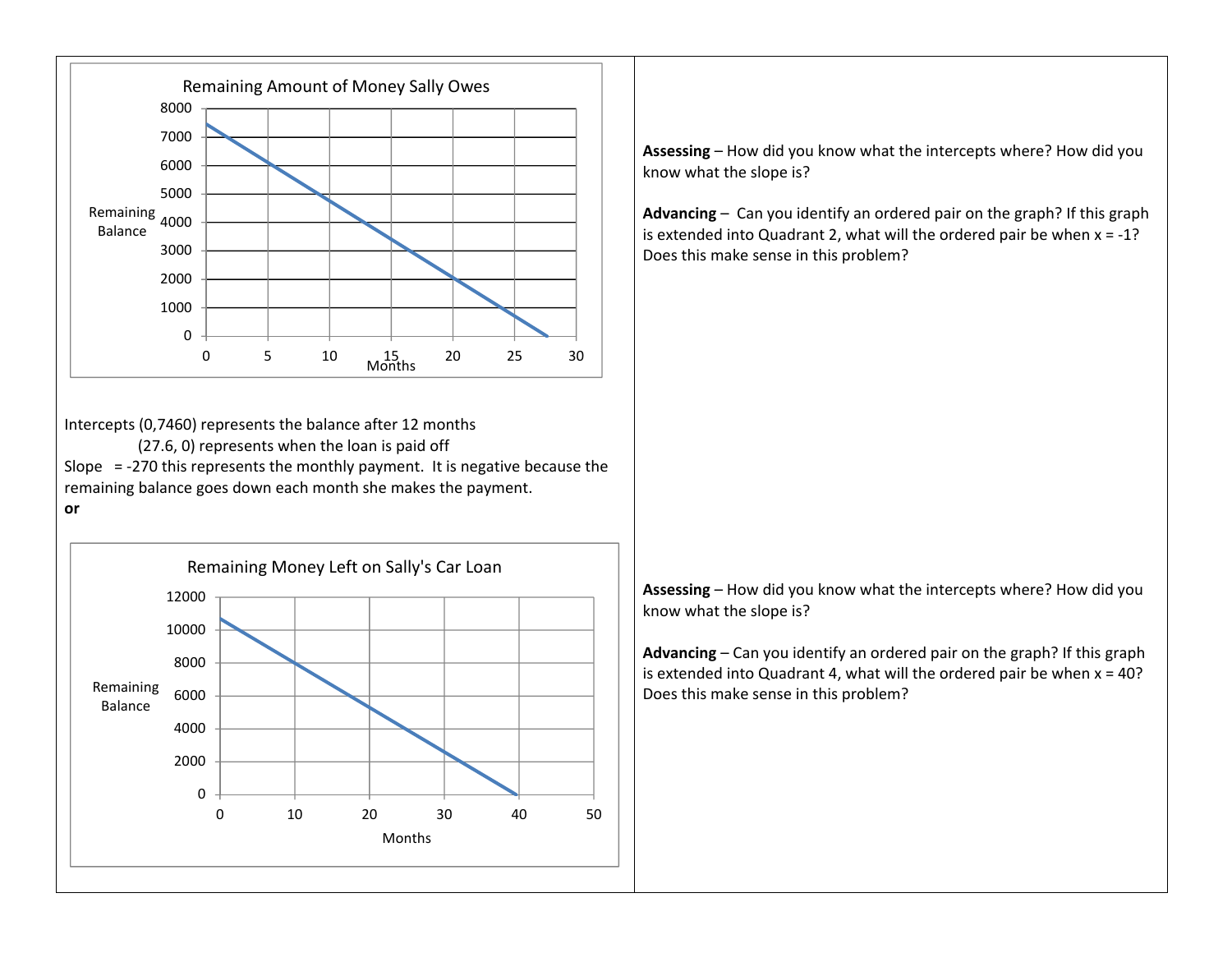**Remaining Amount of Money Sally Owes** (graph: Remaining Balance vs. Months)

Intercepts (0,7460) represents the balance after 12 months

(27.6, 0) represents when the loan is paid off

Slope = -270 this represents the monthly payment. It is negative because the remaining balance goes down each month she makes the payment.

**or**

**Remaining Money Left on Sally's Car Loan** (graph: Remaining Balance vs. Months)

**Assessing** – How did you know what the intercepts where? How did you know what the slope is?

**Advancing** – Can you identify an ordered pair on the graph? If this graph is extended into Quadrant 2, what will the ordered pair be when x = -1? Does this make sense in this problem?

**Assessing** – How did you know what the intercepts where? How did you know what the slope is?

**Advancing** – Can you identify an ordered pair on the graph? If this graph is extended into Quadrant 4, what will the ordered pair be when x = 40? Does this make sense in this problem?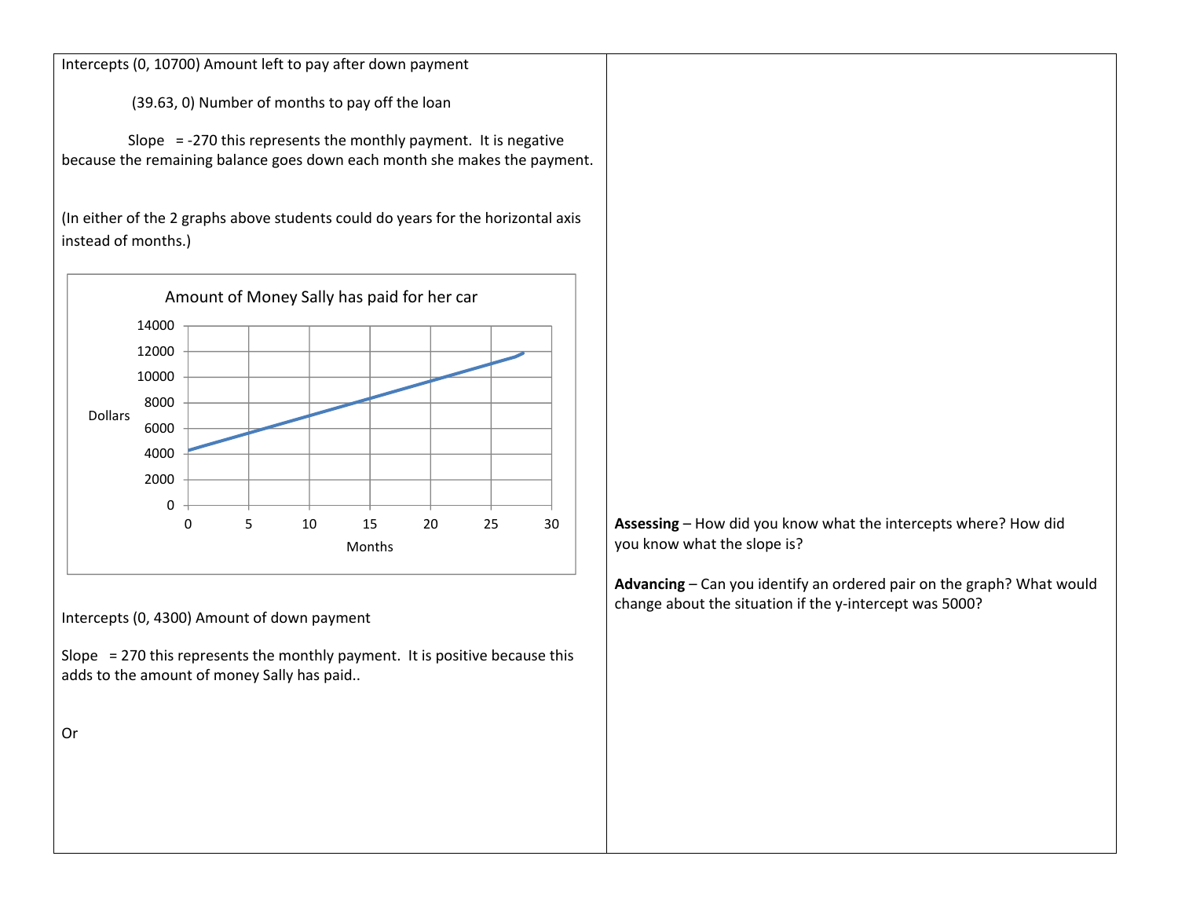Intercepts (0, 10700) Amount left to pay after down payment

(39.63, 0) Number of months to pay off the loan

Slope = -270 this represents the monthly payment. It is negative because the remaining balance goes down each month she makes the payment.

(In either of the 2 graphs above students could do years for the horizontal axis instead of months.)

Amount of Money Sally has paid for her car

Dollars

Months

Intercepts (0, 4300) Amount of down payment

Slope = 270 this represents the monthly payment. It is positive because this adds to the amount of money Sally has paid..

Or

**Assessing** – How did you know what the intercepts where? How did you know what the slope is?

**Advancing** – Can you identify an ordered pair on the graph? What would change about the situation if the y-intercept was 5000?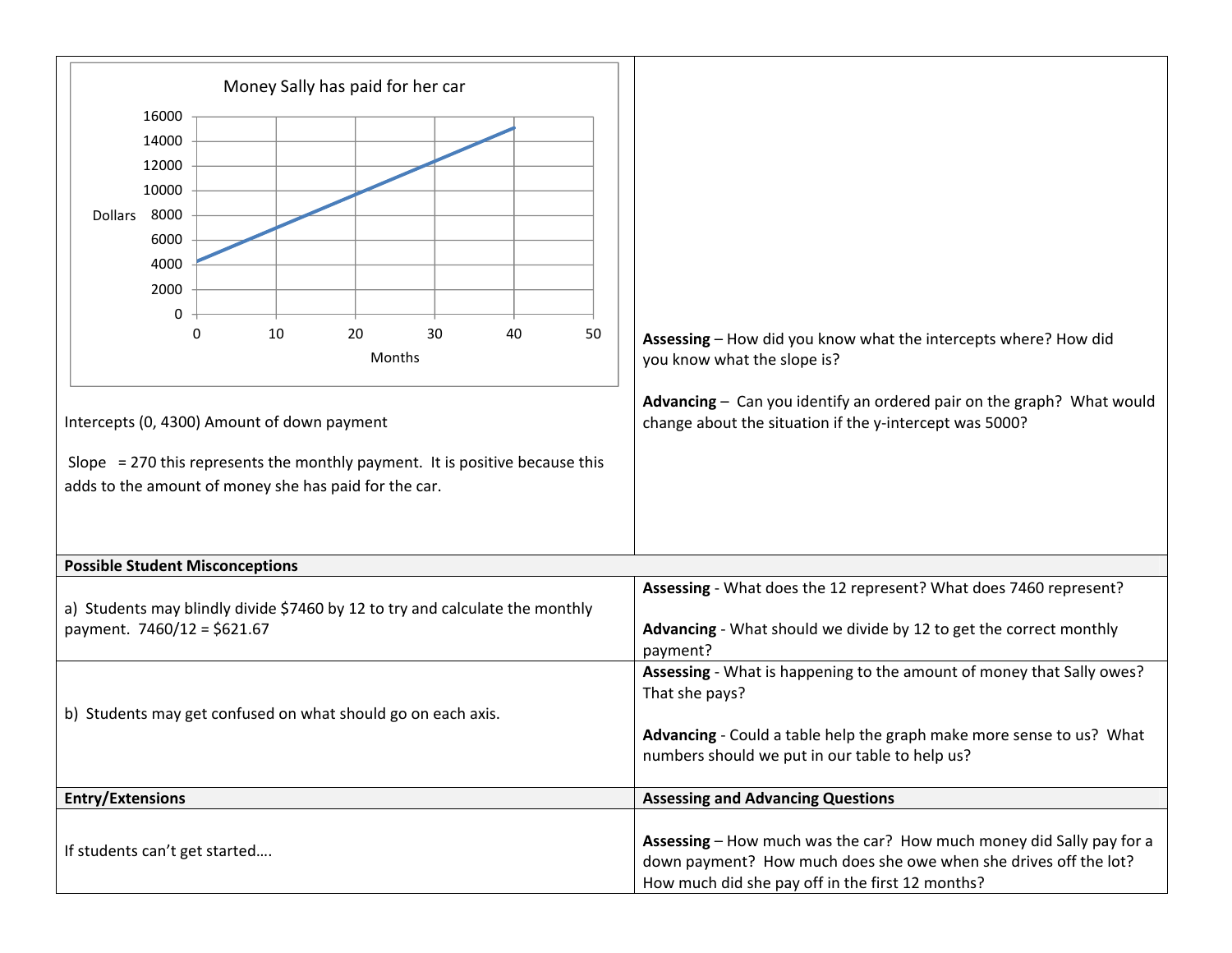| | |
|---|---|
| **Money Sally has paid for her car**<br><br>Dollars (0–16000) vs. Months (0–50)<br><br>Intercepts (0, 4300) Amount of down payment<br><br>Slope = 270 this represents the monthly payment. It is positive because this adds to the amount of money she has paid for the car. | **Assessing** – How did you know what the intercepts where? How did you know what the slope is?<br><br>**Advancing** – Can you identify an ordered pair on the graph? What would change about the situation if the y-intercept was 5000? |
| **Possible Student Misconceptions** | |
| a) Students may blindly divide $7460 by 12 to try and calculate the monthly payment. 7460/12 = $621.67 | **Assessing** - What does the 12 represent? What does 7460 represent?<br><br>**Advancing** - What should we divide by 12 to get the correct monthly payment? |
| b) Students may get confused on what should go on each axis. | **Assessing** - What is happening to the amount of money that Sally owes? That she pays?<br><br>**Advancing** - Could a table help the graph make more sense to us? What numbers should we put in our table to help us? |
| **Entry/Extensions** | **Assessing and Advancing Questions** |
| If students can't get started…. | **Assessing** – How much was the car? How much money did Sally pay for a down payment? How much does she owe when she drives off the lot? How much did she pay off in the first 12 months? |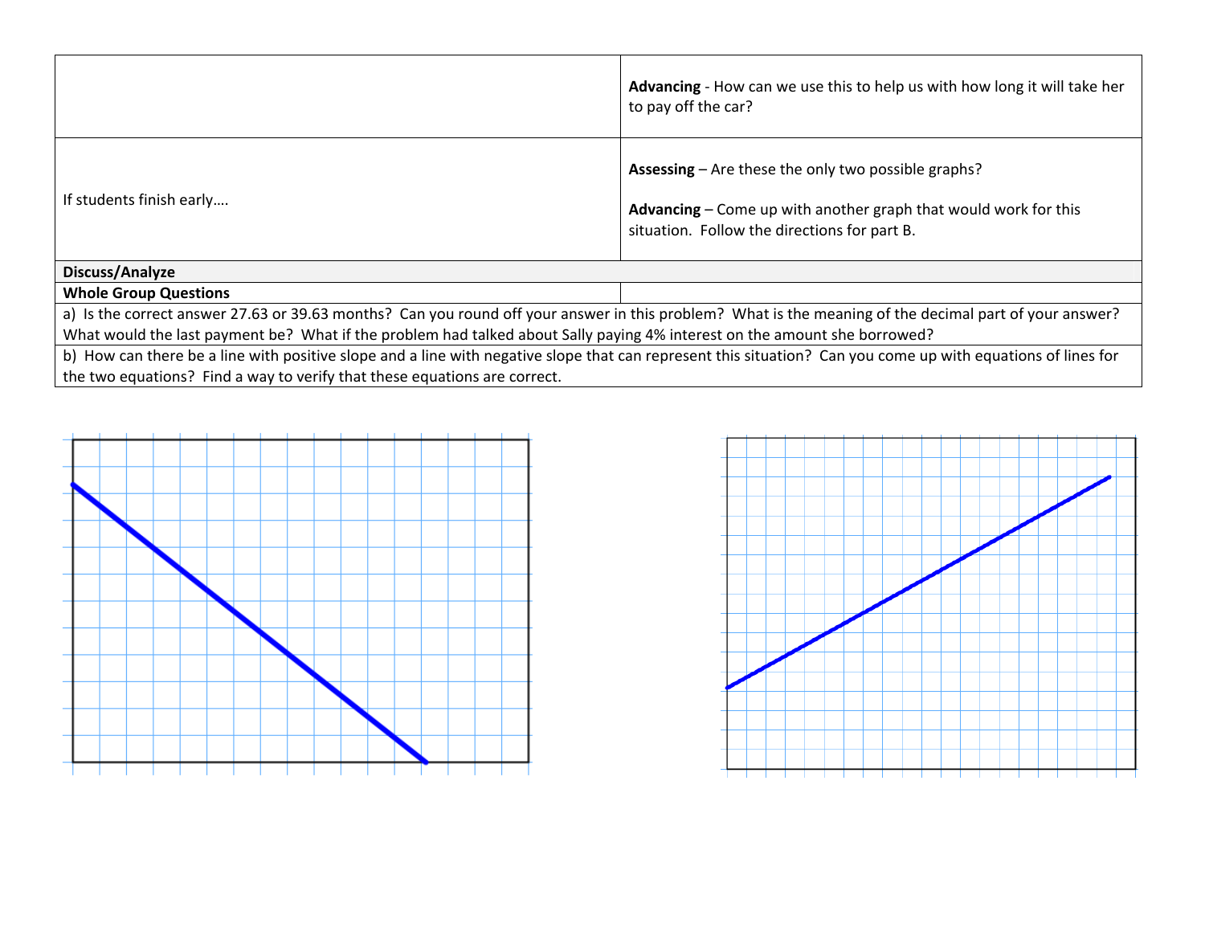| | |
|---|---|
| | **Advancing** - How can we use this to help us with how long it will take her to pay off the car? |
| If students finish early…. | **Assessing** – Are these the only two possible graphs?<br><br>**Advancing** – Come up with another graph that would work for this situation. Follow the directions for part B. |
| **Discuss/Analyze** | |
| **Whole Group Questions** | |
| a) Is the correct answer 27.63 or 39.63 months? Can you round off your answer in this problem? What is the meaning of the decimal part of your answer? What would the last payment be? What if the problem had talked about Sally paying 4% interest on the amount she borrowed? | |
| b) How can there be a line with positive slope and a line with negative slope that can represent this situation? Can you come up with equations of lines for the two equations? Find a way to verify that these equations are correct. | |